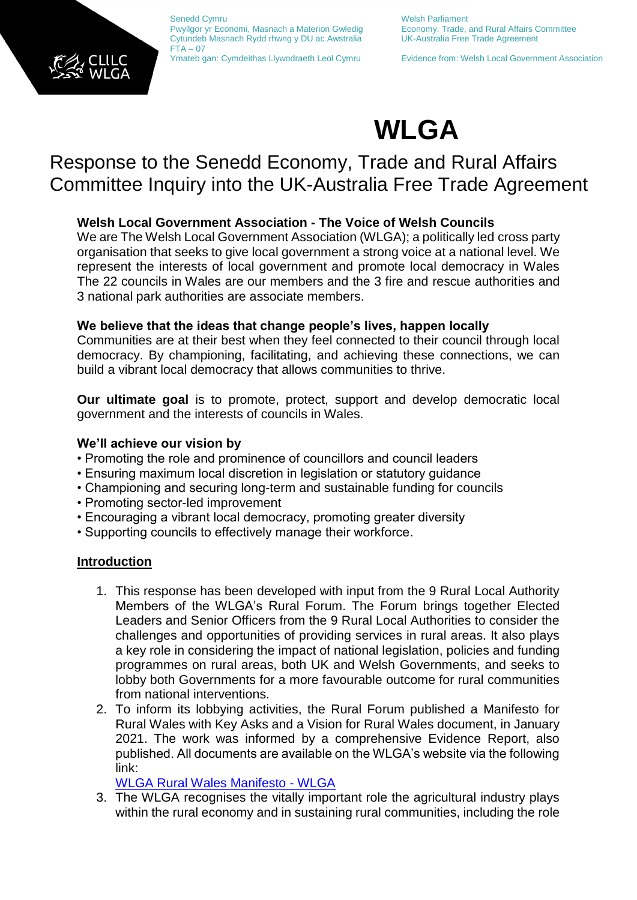Senedd Cymru
Pwyllgor yr Economi, Masnach a Materion Gwledig
Cytundeb Masnach Rydd rhwng y DU ac Awstralia
FTA – 07
Ymateb gan: Cymdeithas Llywodraeth Leol Cymru

Welsh Parliament
Economy, Trade, and Rural Affairs Committee
UK-Australia Free Trade Agreement

Evidence from: Welsh Local Government Association

# WLGA

## Response to the Senedd Economy, Trade and Rural Affairs Committee Inquiry into the UK-Australia Free Trade Agreement

**Welsh Local Government Association - The Voice of Welsh Councils**
We are The Welsh Local Government Association (WLGA); a politically led cross party organisation that seeks to give local government a strong voice at a national level. We represent the interests of local government and promote local democracy in Wales The 22 councils in Wales are our members and the 3 fire and rescue authorities and 3 national park authorities are associate members.

**We believe that the ideas that change people's lives, happen locally**
Communities are at their best when they feel connected to their council through local democracy. By championing, facilitating, and achieving these connections, we can build a vibrant local democracy that allows communities to thrive.

**Our ultimate goal** is to promote, protect, support and develop democratic local government and the interests of councils in Wales.

**We'll achieve our vision by**
- Promoting the role and prominence of councillors and council leaders
- Ensuring maximum local discretion in legislation or statutory guidance
- Championing and securing long-term and sustainable funding for councils
- Promoting sector-led improvement
- Encouraging a vibrant local democracy, promoting greater diversity
- Supporting councils to effectively manage their workforce.

**Introduction**

1. This response has been developed with input from the 9 Rural Local Authority Members of the WLGA's Rural Forum. The Forum brings together Elected Leaders and Senior Officers from the 9 Rural Local Authorities to consider the challenges and opportunities of providing services in rural areas. It also plays a key role in considering the impact of national legislation, policies and funding programmes on rural areas, both UK and Welsh Governments, and seeks to lobby both Governments for a more favourable outcome for rural communities from national interventions.
2. To inform its lobbying activities, the Rural Forum published a Manifesto for Rural Wales with Key Asks and a Vision for Rural Wales document, in January 2021. The work was informed by a comprehensive Evidence Report, also published. All documents are available on the WLGA's website via the following link:
   [WLGA Rural Wales Manifesto - WLGA]
3. The WLGA recognises the vitally important role the agricultural industry plays within the rural economy and in sustaining rural communities, including the role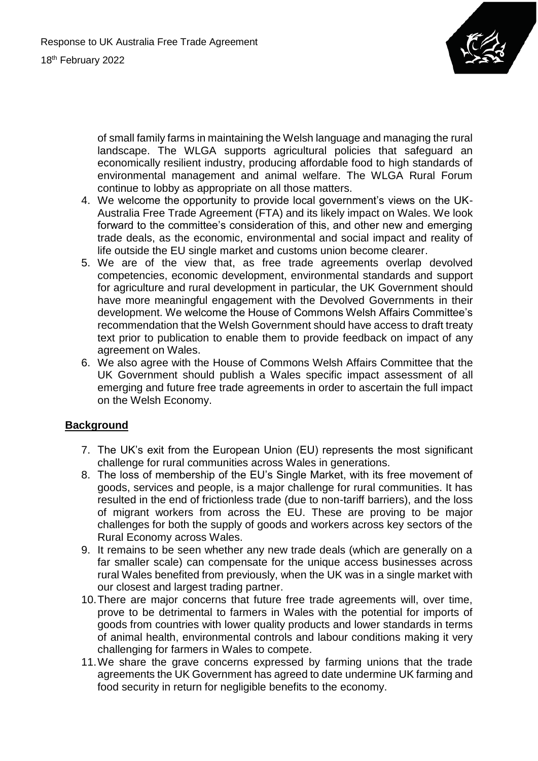of small family farms in maintaining the Welsh language and managing the rural landscape. The WLGA supports agricultural policies that safeguard an economically resilient industry, producing affordable food to high standards of environmental management and animal welfare. The WLGA Rural Forum continue to lobby as appropriate on all those matters.

4. We welcome the opportunity to provide local government's views on the UK-Australia Free Trade Agreement (FTA) and its likely impact on Wales. We look forward to the committee's consideration of this, and other new and emerging trade deals, as the economic, environmental and social impact and reality of life outside the EU single market and customs union become clearer.
5. We are of the view that, as free trade agreements overlap devolved competencies, economic development, environmental standards and support for agriculture and rural development in particular, the UK Government should have more meaningful engagement with the Devolved Governments in their development. We welcome the House of Commons Welsh Affairs Committee's recommendation that the Welsh Government should have access to draft treaty text prior to publication to enable them to provide feedback on impact of any agreement on Wales.
6. We also agree with the House of Commons Welsh Affairs Committee that the UK Government should publish a Wales specific impact assessment of all emerging and future free trade agreements in order to ascertain the full impact on the Welsh Economy.

## **Background**

7. The UK's exit from the European Union (EU) represents the most significant challenge for rural communities across Wales in generations.
8. The loss of membership of the EU's Single Market, with its free movement of goods, services and people, is a major challenge for rural communities. It has resulted in the end of frictionless trade (due to non-tariff barriers), and the loss of migrant workers from across the EU. These are proving to be major challenges for both the supply of goods and workers across key sectors of the Rural Economy across Wales.
9. It remains to be seen whether any new trade deals (which are generally on a far smaller scale) can compensate for the unique access businesses across rural Wales benefited from previously, when the UK was in a single market with our closest and largest trading partner.
10. There are major concerns that future free trade agreements will, over time, prove to be detrimental to farmers in Wales with the potential for imports of goods from countries with lower quality products and lower standards in terms of animal health, environmental controls and labour conditions making it very challenging for farmers in Wales to compete.
11. We share the grave concerns expressed by farming unions that the trade agreements the UK Government has agreed to date undermine UK farming and food security in return for negligible benefits to the economy.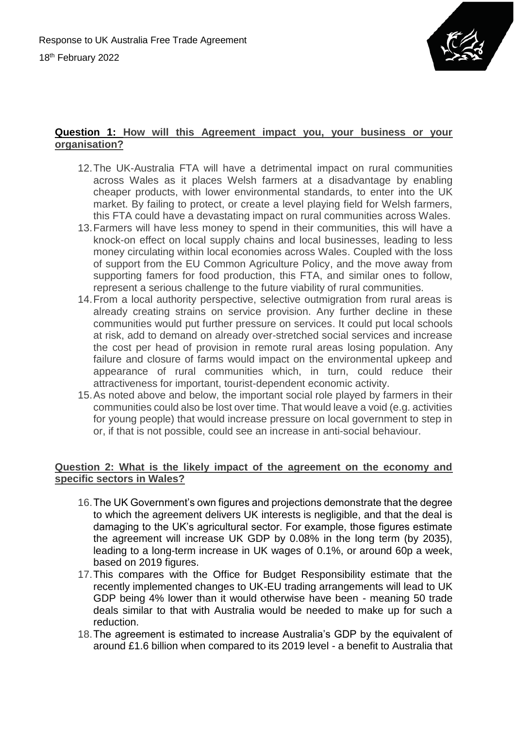**Question 1: How will this Agreement impact you, your business or your organisation?**

12. The UK-Australia FTA will have a detrimental impact on rural communities across Wales as it places Welsh farmers at a disadvantage by enabling cheaper products, with lower environmental standards, to enter into the UK market. By failing to protect, or create a level playing field for Welsh farmers, this FTA could have a devastating impact on rural communities across Wales.
13. Farmers will have less money to spend in their communities, this will have a knock-on effect on local supply chains and local businesses, leading to less money circulating within local economies across Wales. Coupled with the loss of support from the EU Common Agriculture Policy, and the move away from supporting famers for food production, this FTA, and similar ones to follow, represent a serious challenge to the future viability of rural communities.
14. From a local authority perspective, selective outmigration from rural areas is already creating strains on service provision. Any further decline in these communities would put further pressure on services. It could put local schools at risk, add to demand on already over-stretched social services and increase the cost per head of provision in remote rural areas losing population. Any failure and closure of farms would impact on the environmental upkeep and appearance of rural communities which, in turn, could reduce their attractiveness for important, tourist-dependent economic activity.
15. As noted above and below, the important social role played by farmers in their communities could also be lost over time. That would leave a void (e.g. activities for young people) that would increase pressure on local government to step in or, if that is not possible, could see an increase in anti-social behaviour.

**Question 2: What is the likely impact of the agreement on the economy and specific sectors in Wales?**

16. The UK Government's own figures and projections demonstrate that the degree to which the agreement delivers UK interests is negligible, and that the deal is damaging to the UK's agricultural sector. For example, those figures estimate the agreement will increase UK GDP by 0.08% in the long term (by 2035), leading to a long-term increase in UK wages of 0.1%, or around 60p a week, based on 2019 figures.
17. This compares with the Office for Budget Responsibility estimate that the recently implemented changes to UK-EU trading arrangements will lead to UK GDP being 4% lower than it would otherwise have been - meaning 50 trade deals similar to that with Australia would be needed to make up for such a reduction.
18. The agreement is estimated to increase Australia's GDP by the equivalent of around £1.6 billion when compared to its 2019 level - a benefit to Australia that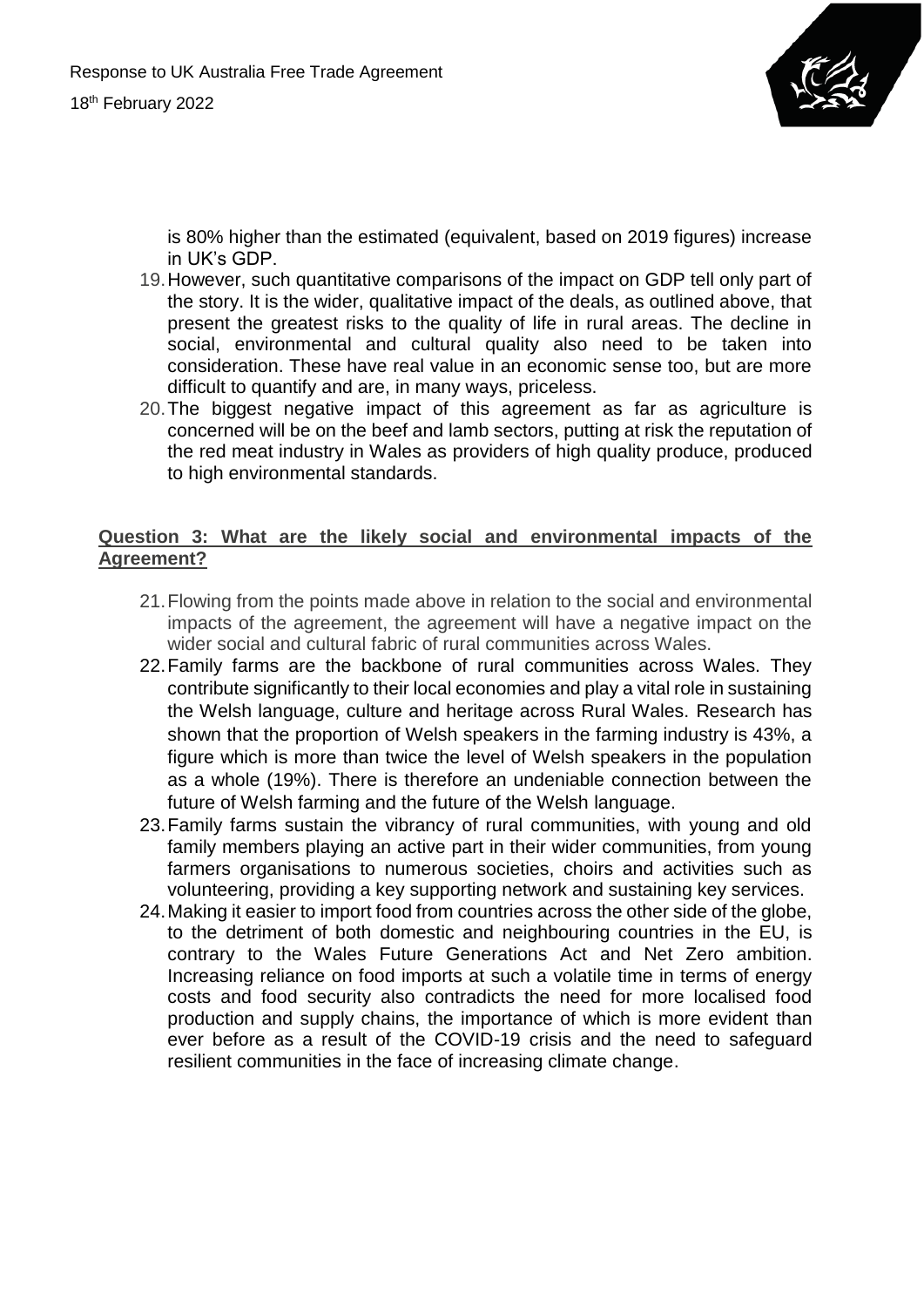is 80% higher than the estimated (equivalent, based on 2019 figures) increase in UK's GDP.

19. However, such quantitative comparisons of the impact on GDP tell only part of the story. It is the wider, qualitative impact of the deals, as outlined above, that present the greatest risks to the quality of life in rural areas. The decline in social, environmental and cultural quality also need to be taken into consideration. These have real value in an economic sense too, but are more difficult to quantify and are, in many ways, priceless.
20. The biggest negative impact of this agreement as far as agriculture is concerned will be on the beef and lamb sectors, putting at risk the reputation of the red meat industry in Wales as providers of high quality produce, produced to high environmental standards.

**Question 3: What are the likely social and environmental impacts of the Agreement?**

21. Flowing from the points made above in relation to the social and environmental impacts of the agreement, the agreement will have a negative impact on the wider social and cultural fabric of rural communities across Wales.
22. Family farms are the backbone of rural communities across Wales. They contribute significantly to their local economies and play a vital role in sustaining the Welsh language, culture and heritage across Rural Wales. Research has shown that the proportion of Welsh speakers in the farming industry is 43%, a figure which is more than twice the level of Welsh speakers in the population as a whole (19%). There is therefore an undeniable connection between the future of Welsh farming and the future of the Welsh language.
23. Family farms sustain the vibrancy of rural communities, with young and old family members playing an active part in their wider communities, from young farmers organisations to numerous societies, choirs and activities such as volunteering, providing a key supporting network and sustaining key services.
24. Making it easier to import food from countries across the other side of the globe, to the detriment of both domestic and neighbouring countries in the EU, is contrary to the Wales Future Generations Act and Net Zero ambition. Increasing reliance on food imports at such a volatile time in terms of energy costs and food security also contradicts the need for more localised food production and supply chains, the importance of which is more evident than ever before as a result of the COVID-19 crisis and the need to safeguard resilient communities in the face of increasing climate change.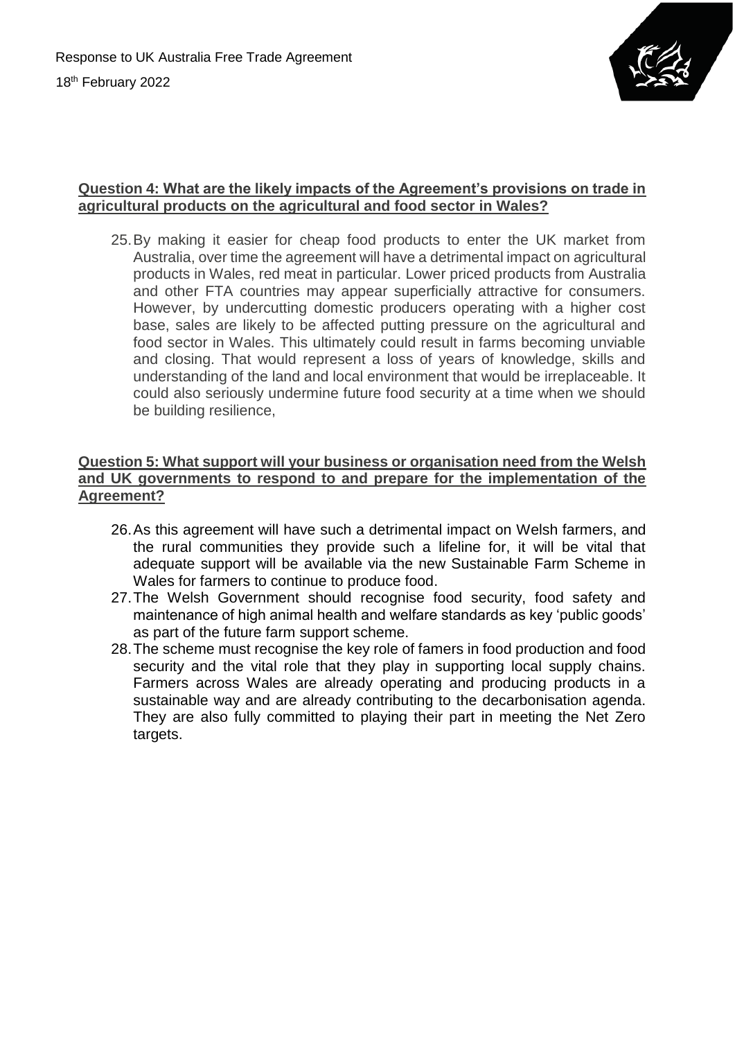**Question 4: What are the likely impacts of the Agreement's provisions on trade in agricultural products on the agricultural and food sector in Wales?**

25. By making it easier for cheap food products to enter the UK market from Australia, over time the agreement will have a detrimental impact on agricultural products in Wales, red meat in particular. Lower priced products from Australia and other FTA countries may appear superficially attractive for consumers. However, by undercutting domestic producers operating with a higher cost base, sales are likely to be affected putting pressure on the agricultural and food sector in Wales. This ultimately could result in farms becoming unviable and closing. That would represent a loss of years of knowledge, skills and understanding of the land and local environment that would be irreplaceable. It could also seriously undermine future food security at a time when we should be building resilience,

**Question 5: What support will your business or organisation need from the Welsh and UK governments to respond to and prepare for the implementation of the Agreement?**

26. As this agreement will have such a detrimental impact on Welsh farmers, and the rural communities they provide such a lifeline for, it will be vital that adequate support will be available via the new Sustainable Farm Scheme in Wales for farmers to continue to produce food.
27. The Welsh Government should recognise food security, food safety and maintenance of high animal health and welfare standards as key 'public goods' as part of the future farm support scheme.
28. The scheme must recognise the key role of famers in food production and food security and the vital role that they play in supporting local supply chains. Farmers across Wales are already operating and producing products in a sustainable way and are already contributing to the decarbonisation agenda. They are also fully committed to playing their part in meeting the Net Zero targets.